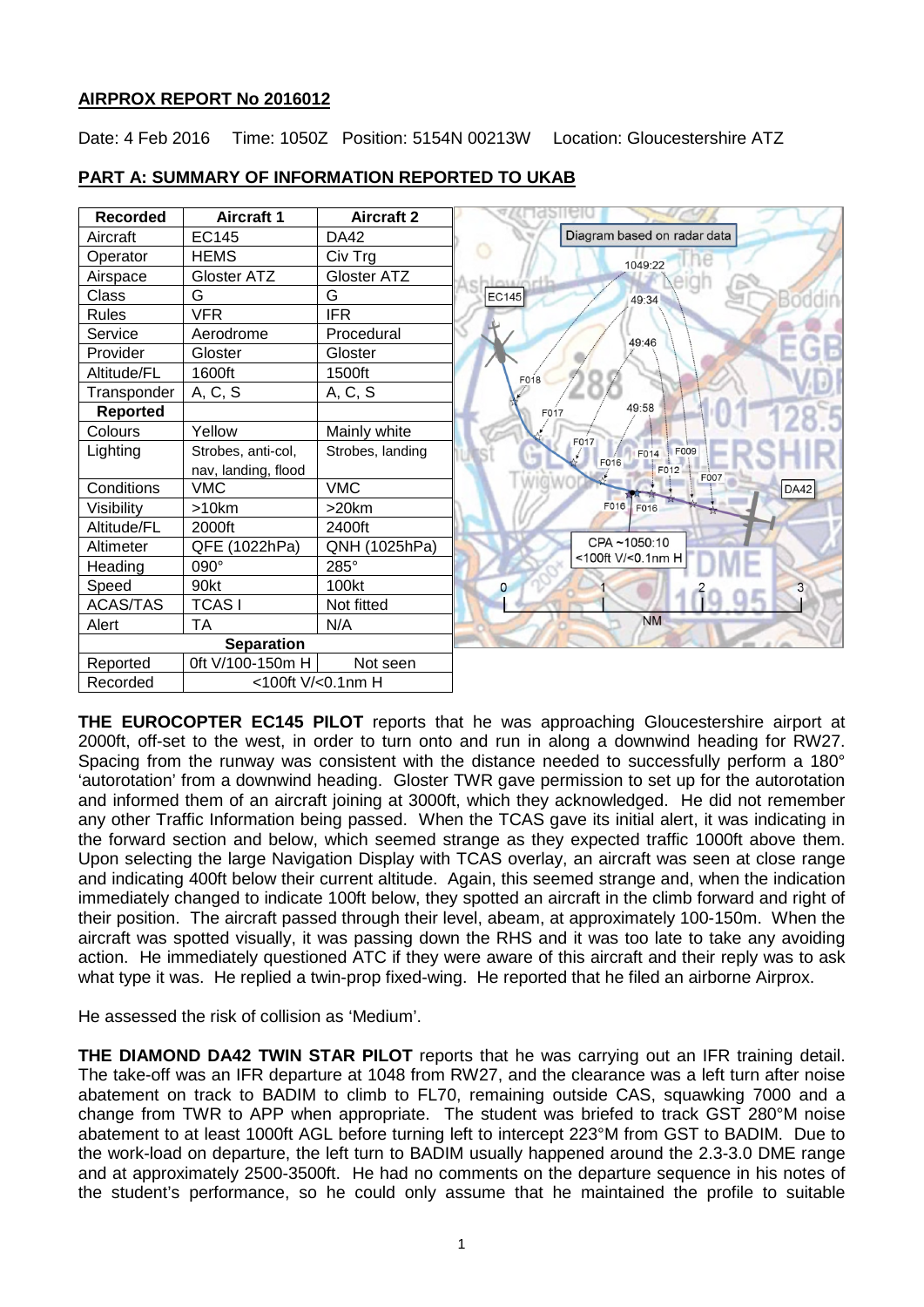**AIRPROX REPORT No 2016012**

Date: 4 Feb 2016 Time: 1050Z Position: 5154N 00213W Location: Gloucestershire ATZ

**PART A: SUMMARY OF INFORMATION REPORTED TO UKAB**

| Recorded | Aircraft 1 | Aircraft 2 |
|---|---|---|
| Aircraft | EC145 | DA42 |
| Operator | HEMS | Civ Trg |
| Airspace | Gloster ATZ | Gloster ATZ |
| Class | G | G |
| Rules | VFR | IFR |
| Service | Aerodrome | Procedural |
| Provider | Gloster | Gloster |
| Altitude/FL | 1600ft | 1500ft |
| Transponder | A, C, S | A, C, S |
| **Reported** | | |
| Colours | Yellow | Mainly white |
| Lighting | Strobes, anti-col, nav, landing, flood | Strobes, landing |
| Conditions | VMC | VMC |
| Visibility | >10km | >20km |
| Altitude/FL | 2000ft | 2400ft |
| Altimeter | QFE (1022hPa) | QNH (1025hPa) |
| Heading | 090° | 285° |
| Speed | 90kt | 100kt |
| ACAS/TAS | TCAS I | Not fitted |
| Alert | TA | N/A |
| **Separation** | | |
| Reported | 0ft V/100-150m H | Not seen |
| Recorded | <100ft V/<0.1nm H | |

Diagram based on radar data. CPA ~1050:10 <100ft V/<0.1nm H

**THE EUROCOPTER EC145 PILOT** reports that he was approaching Gloucestershire airport at 2000ft, off-set to the west, in order to turn onto and run in along a downwind heading for RW27. Spacing from the runway was consistent with the distance needed to successfully perform a 180° 'autorotation' from a downwind heading. Gloster TWR gave permission to set up for the autorotation and informed them of an aircraft joining at 3000ft, which they acknowledged. He did not remember any other Traffic Information being passed. When the TCAS gave its initial alert, it was indicating in the forward section and below, which seemed strange as they expected traffic 1000ft above them. Upon selecting the large Navigation Display with TCAS overlay, an aircraft was seen at close range and indicating 400ft below their current altitude. Again, this seemed strange and, when the indication immediately changed to indicate 100ft below, they spotted an aircraft in the climb forward and right of their position. The aircraft passed through their level, abeam, at approximately 100-150m. When the aircraft was spotted visually, it was passing down the RHS and it was too late to take any avoiding action. He immediately questioned ATC if they were aware of this aircraft and their reply was to ask what type it was. He replied a twin-prop fixed-wing. He reported that he filed an airborne Airprox.

He assessed the risk of collision as 'Medium'.

**THE DIAMOND DA42 TWIN STAR PILOT** reports that he was carrying out an IFR training detail. The take-off was an IFR departure at 1048 from RW27, and the clearance was a left turn after noise abatement on track to BADIM to climb to FL70, remaining outside CAS, squawking 7000 and a change from TWR to APP when appropriate. The student was briefed to track GST 280°M noise abatement to at least 1000ft AGL before turning left to intercept 223°M from GST to BADIM. Due to the work-load on departure, the left turn to BADIM usually happened around the 2.3-3.0 DME range and at approximately 2500-3500ft. He had no comments on the departure sequence in his notes of the student's performance, so he could only assume that he maintained the profile to suitable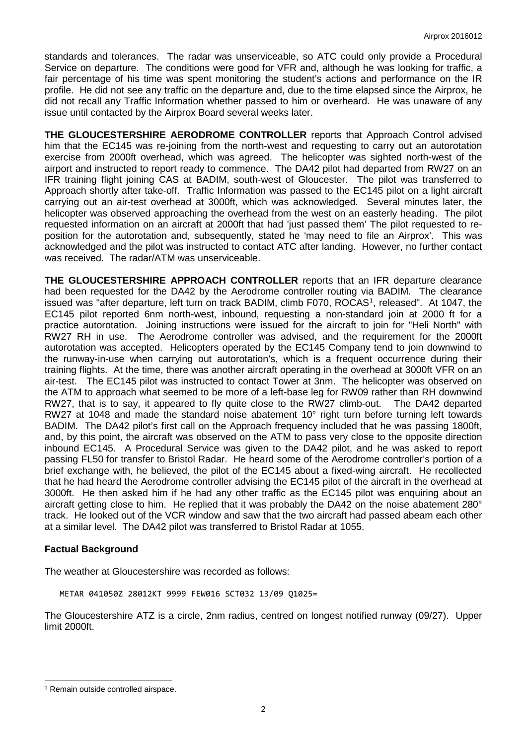standards and tolerances. The radar was unserviceable, so ATC could only provide a Procedural Service on departure. The conditions were good for VFR and, although he was looking for traffic, a fair percentage of his time was spent monitoring the student's actions and performance on the IR profile. He did not see any traffic on the departure and, due to the time elapsed since the Airprox, he did not recall any Traffic Information whether passed to him or overheard. He was unaware of any issue until contacted by the Airprox Board several weeks later.

**THE GLOUCESTERSHIRE AERODROME CONTROLLER** reports that Approach Control advised him that the EC145 was re-joining from the north-west and requesting to carry out an autorotation exercise from 2000ft overhead, which was agreed. The helicopter was sighted north-west of the airport and instructed to report ready to commence. The DA42 pilot had departed from RW27 on an IFR training flight joining CAS at BADIM, south-west of Gloucester. The pilot was transferred to Approach shortly after take-off. Traffic Information was passed to the EC145 pilot on a light aircraft carrying out an air-test overhead at 3000ft, which was acknowledged. Several minutes later, the helicopter was observed approaching the overhead from the west on an easterly heading. The pilot requested information on an aircraft at 2000ft that had 'just passed them' The pilot requested to re-position for the autorotation and, subsequently, stated he 'may need to file an Airprox'. This was acknowledged and the pilot was instructed to contact ATC after landing. However, no further contact was received. The radar/ATM was unserviceable.

**THE GLOUCESTERSHIRE APPROACH CONTROLLER** reports that an IFR departure clearance had been requested for the DA42 by the Aerodrome controller routing via BADIM. The clearance issued was "after departure, left turn on track BADIM, climb F070, ROCAS[1], released". At 1047, the EC145 pilot reported 6nm north-west, inbound, requesting a non-standard join at 2000 ft for a practice autorotation. Joining instructions were issued for the aircraft to join for "Heli North" with RW27 RH in use. The Aerodrome controller was advised, and the requirement for the 2000ft autorotation was accepted. Helicopters operated by the EC145 Company tend to join downwind to the runway-in-use when carrying out autorotation's, which is a frequent occurrence during their training flights. At the time, there was another aircraft operating in the overhead at 3000ft VFR on an air-test. The EC145 pilot was instructed to contact Tower at 3nm. The helicopter was observed on the ATM to approach what seemed to be more of a left-base leg for RW09 rather than RH downwind RW27, that is to say, it appeared to fly quite close to the RW27 climb-out. The DA42 departed RW27 at 1048 and made the standard noise abatement 10° right turn before turning left towards BADIM. The DA42 pilot's first call on the Approach frequency included that he was passing 1800ft, and, by this point, the aircraft was observed on the ATM to pass very close to the opposite direction inbound EC145. A Procedural Service was given to the DA42 pilot, and he was asked to report passing FL50 for transfer to Bristol Radar. He heard some of the Aerodrome controller's portion of a brief exchange with, he believed, the pilot of the EC145 about a fixed-wing aircraft. He recollected that he had heard the Aerodrome controller advising the EC145 pilot of the aircraft in the overhead at 3000ft. He then asked him if he had any other traffic as the EC145 pilot was enquiring about an aircraft getting close to him. He replied that it was probably the DA42 on the noise abatement 280° track. He looked out of the VCR window and saw that the two aircraft had passed abeam each other at a similar level. The DA42 pilot was transferred to Bristol Radar at 1055.

## Factual Background

The weather at Gloucestershire was recorded as follows:

```
METAR 041050Z 28012KT 9999 FEW016 SCT032 13/09 Q1025=
```

The Gloucestershire ATZ is a circle, 2nm radius, centred on longest notified runway (09/27). Upper limit 2000ft.

---

[1] Remain outside controlled airspace.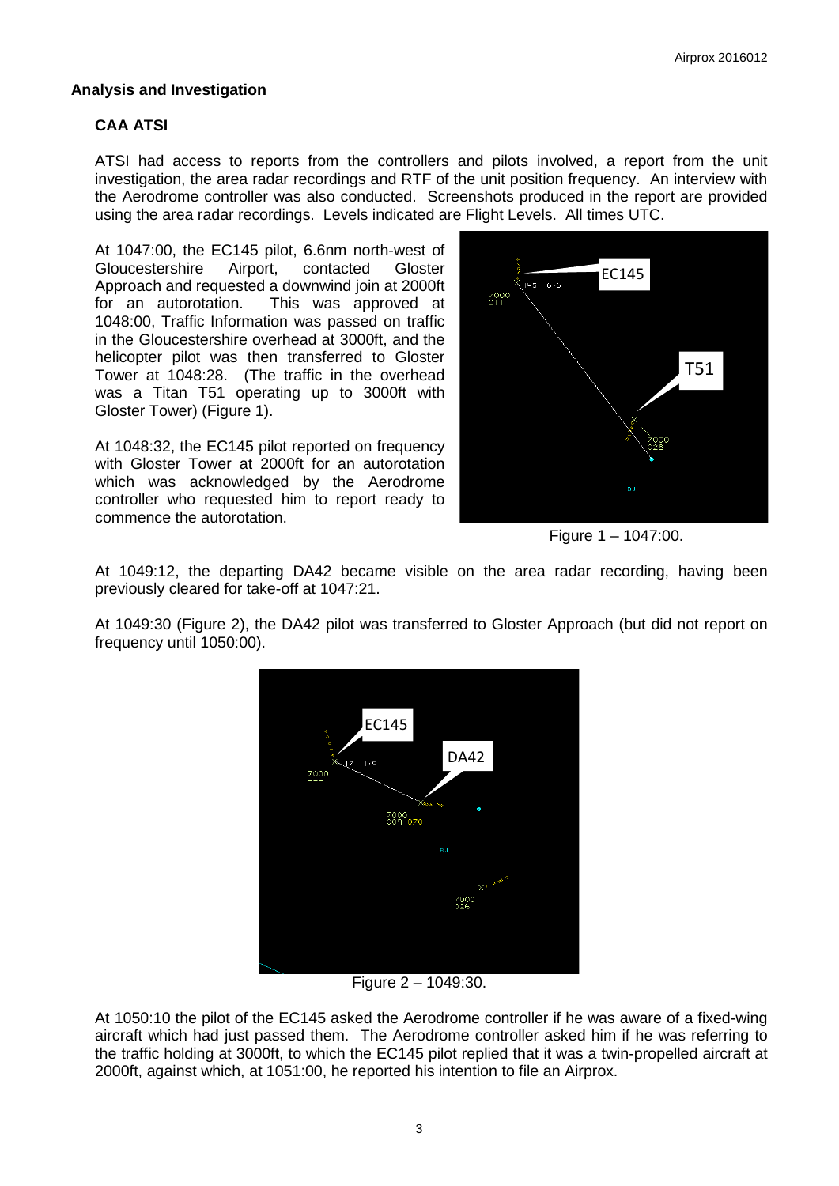## Analysis and Investigation

### CAA ATSI

ATSI had access to reports from the controllers and pilots involved, a report from the unit investigation, the area radar recordings and RTF of the unit position frequency. An interview with the Aerodrome controller was also conducted. Screenshots produced in the report are provided using the area radar recordings. Levels indicated are Flight Levels. All times UTC.

At 1047:00, the EC145 pilot, 6.6nm north-west of Gloucestershire Airport, contacted Gloster Approach and requested a downwind join at 2000ft for an autorotation. This was approved at 1048:00, Traffic Information was passed on traffic in the Gloucestershire overhead at 3000ft, and the helicopter pilot was then transferred to Gloster Tower at 1048:28. (The traffic in the overhead was a Titan T51 operating up to 3000ft with Gloster Tower) (Figure 1).

At 1048:32, the EC145 pilot reported on frequency with Gloster Tower at 2000ft for an autorotation which was acknowledged by the Aerodrome controller who requested him to report ready to commence the autorotation.

Figure 1 – 1047:00.

At 1049:12, the departing DA42 became visible on the area radar recording, having been previously cleared for take-off at 1047:21.

At 1049:30 (Figure 2), the DA42 pilot was transferred to Gloster Approach (but did not report on frequency until 1050:00).

Figure 2 – 1049:30.

At 1050:10 the pilot of the EC145 asked the Aerodrome controller if he was aware of a fixed-wing aircraft which had just passed them. The Aerodrome controller asked him if he was referring to the traffic holding at 3000ft, to which the EC145 pilot replied that it was a twin-propelled aircraft at 2000ft, against which, at 1051:00, he reported his intention to file an Airprox.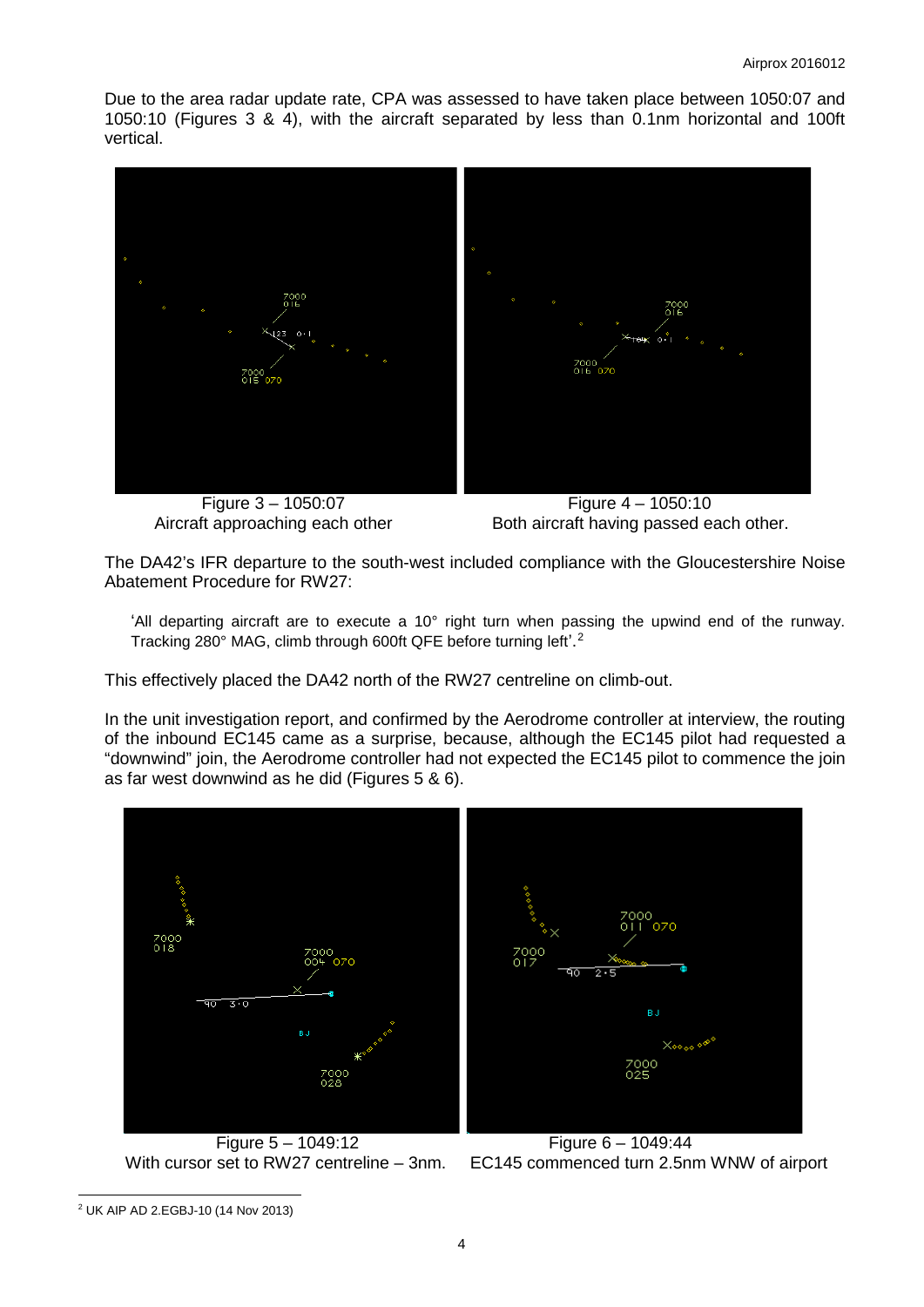Due to the area radar update rate, CPA was assessed to have taken place between 1050:07 and 1050:10 (Figures 3 & 4), with the aircraft separated by less than 0.1nm horizontal and 100ft vertical.

Figure 3 – 1050:07
Aircraft approaching each other

Figure 4 – 1050:10
Both aircraft having passed each other.

The DA42's IFR departure to the south-west included compliance with the Gloucestershire Noise Abatement Procedure for RW27:

> 'All departing aircraft are to execute a 10° right turn when passing the upwind end of the runway. Tracking 280° MAG, climb through 600ft QFE before turning left'.[2]

This effectively placed the DA42 north of the RW27 centreline on climb-out.

In the unit investigation report, and confirmed by the Aerodrome controller at interview, the routing of the inbound EC145 came as a surprise, because, although the EC145 pilot had requested a "downwind" join, the Aerodrome controller had not expected the EC145 pilot to commence the join as far west downwind as he did (Figures 5 & 6).

Figure 5 – 1049:12
With cursor set to RW27 centreline – 3nm.

Figure 6 – 1049:44
EC145 commenced turn 2.5nm WNW of airport

[2] UK AIP AD 2.EGBJ-10 (14 Nov 2013)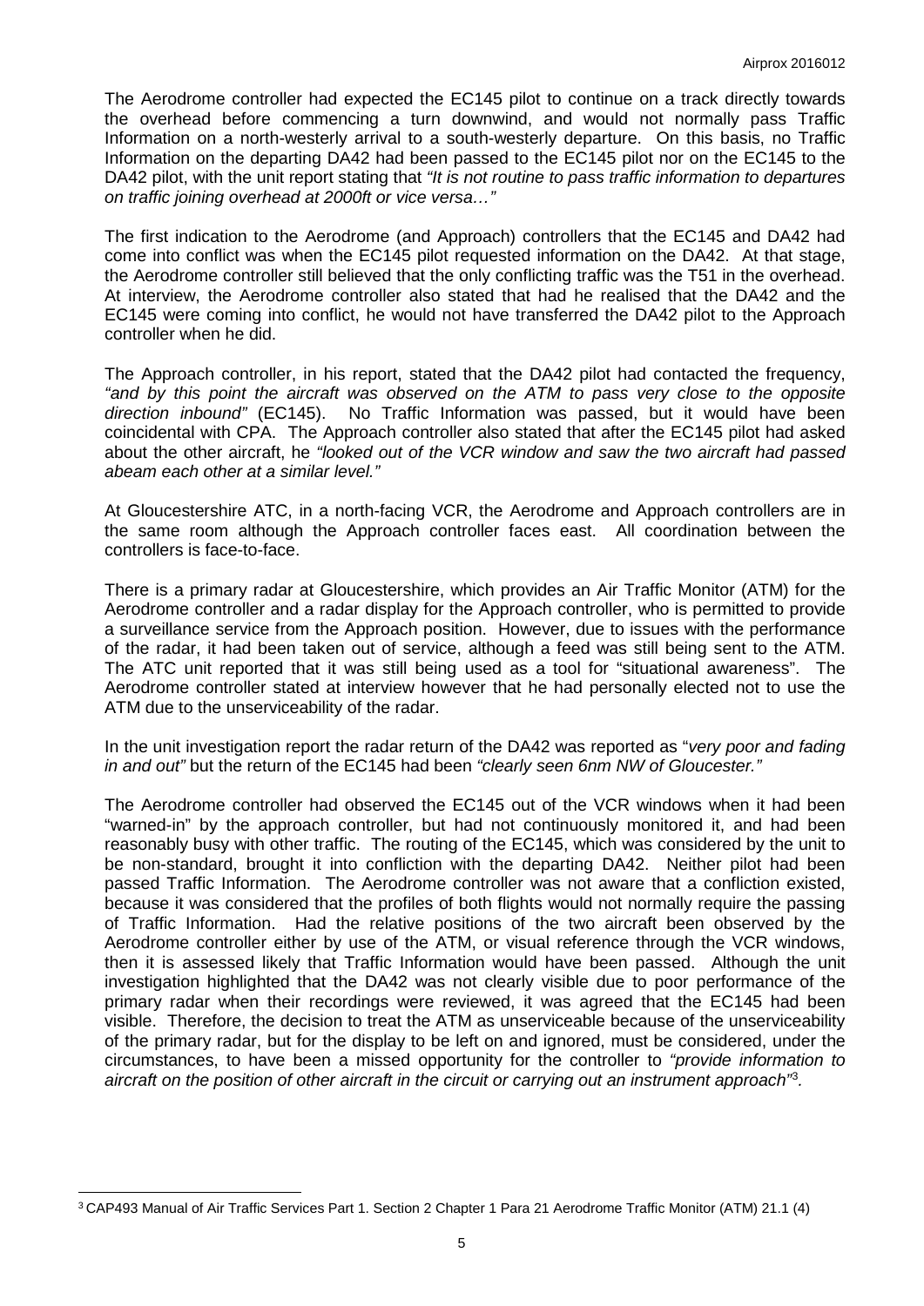The Aerodrome controller had expected the EC145 pilot to continue on a track directly towards the overhead before commencing a turn downwind, and would not normally pass Traffic Information on a north-westerly arrival to a south-westerly departure. On this basis, no Traffic Information on the departing DA42 had been passed to the EC145 pilot nor on the EC145 to the DA42 pilot, with the unit report stating that *"It is not routine to pass traffic information to departures on traffic joining overhead at 2000ft or vice versa…"*

The first indication to the Aerodrome (and Approach) controllers that the EC145 and DA42 had come into conflict was when the EC145 pilot requested information on the DA42. At that stage, the Aerodrome controller still believed that the only conflicting traffic was the T51 in the overhead. At interview, the Aerodrome controller also stated that had he realised that the DA42 and the EC145 were coming into conflict, he would not have transferred the DA42 pilot to the Approach controller when he did.

The Approach controller, in his report, stated that the DA42 pilot had contacted the frequency, *"and by this point the aircraft was observed on the ATM to pass very close to the opposite direction inbound"* (EC145). No Traffic Information was passed, but it would have been coincidental with CPA. The Approach controller also stated that after the EC145 pilot had asked about the other aircraft, he *"looked out of the VCR window and saw the two aircraft had passed abeam each other at a similar level."*

At Gloucestershire ATC, in a north-facing VCR, the Aerodrome and Approach controllers are in the same room although the Approach controller faces east. All coordination between the controllers is face-to-face.

There is a primary radar at Gloucestershire, which provides an Air Traffic Monitor (ATM) for the Aerodrome controller and a radar display for the Approach controller, who is permitted to provide a surveillance service from the Approach position. However, due to issues with the performance of the radar, it had been taken out of service, although a feed was still being sent to the ATM. The ATC unit reported that it was still being used as a tool for "situational awareness". The Aerodrome controller stated at interview however that he had personally elected not to use the ATM due to the unserviceability of the radar.

In the unit investigation report the radar return of the DA42 was reported as "*very poor and fading in and out"* but the return of the EC145 had been *"clearly seen 6nm NW of Gloucester."*

The Aerodrome controller had observed the EC145 out of the VCR windows when it had been "warned-in" by the approach controller, but had not continuously monitored it, and had been reasonably busy with other traffic. The routing of the EC145, which was considered by the unit to be non-standard, brought it into confliction with the departing DA42. Neither pilot had been passed Traffic Information. The Aerodrome controller was not aware that a confliction existed, because it was considered that the profiles of both flights would not normally require the passing of Traffic Information. Had the relative positions of the two aircraft been observed by the Aerodrome controller either by use of the ATM, or visual reference through the VCR windows, then it is assessed likely that Traffic Information would have been passed. Although the unit investigation highlighted that the DA42 was not clearly visible due to poor performance of the primary radar when their recordings were reviewed, it was agreed that the EC145 had been visible. Therefore, the decision to treat the ATM as unserviceable because of the unserviceability of the primary radar, but for the display to be left on and ignored, must be considered, under the circumstances, to have been a missed opportunity for the controller to *"provide information to aircraft on the position of other aircraft in the circuit or carrying out an instrument approach"*[3].

---

[3] CAP493 Manual of Air Traffic Services Part 1. Section 2 Chapter 1 Para 21 Aerodrome Traffic Monitor (ATM) 21.1 (4)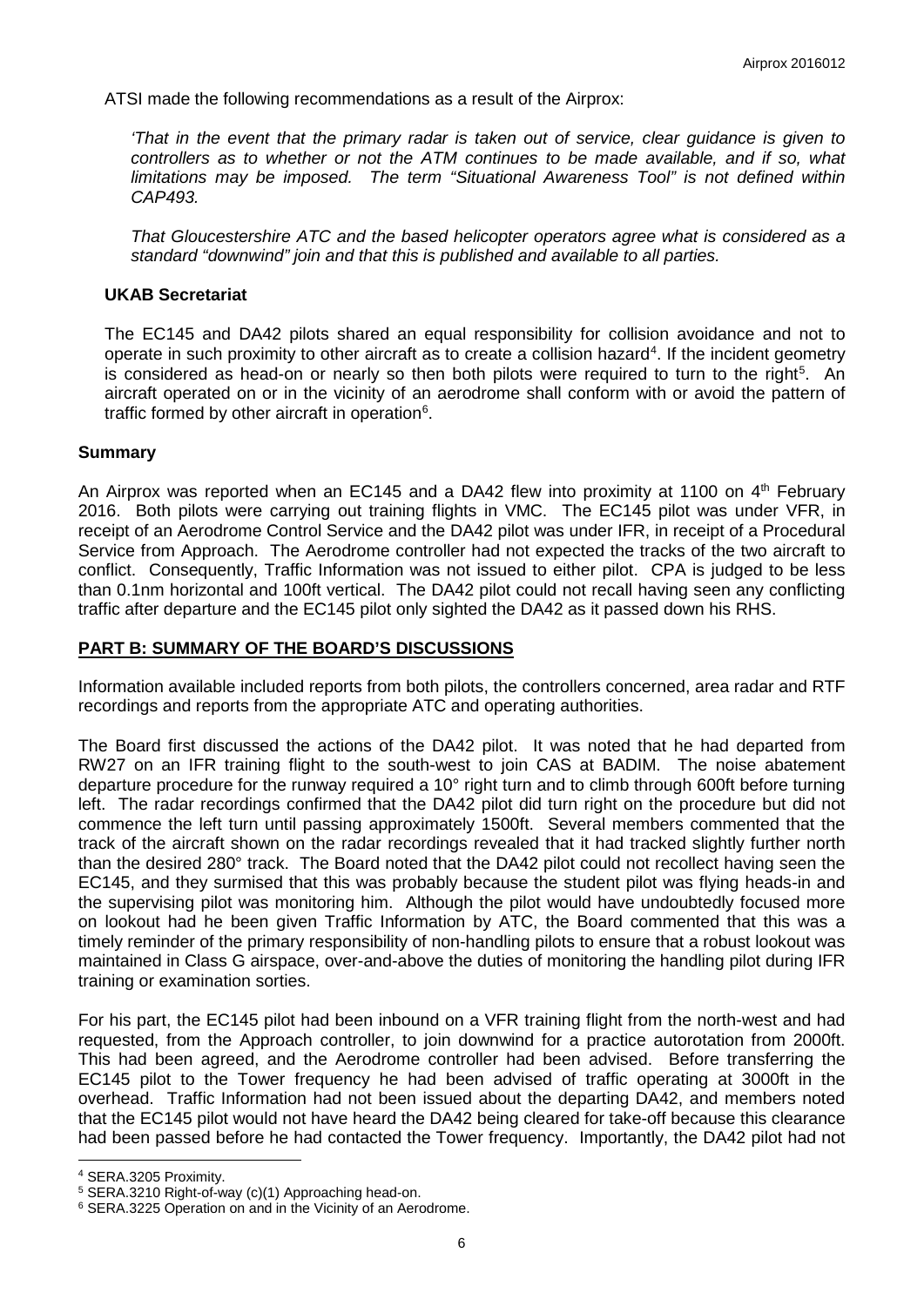ATSI made the following recommendations as a result of the Airprox:

*'That in the event that the primary radar is taken out of service, clear guidance is given to controllers as to whether or not the ATM continues to be made available, and if so, what limitations may be imposed. The term "Situational Awareness Tool" is not defined within CAP493.*

*That Gloucestershire ATC and the based helicopter operators agree what is considered as a standard "downwind" join and that this is published and available to all parties.*

### UKAB Secretariat

The EC145 and DA42 pilots shared an equal responsibility for collision avoidance and not to operate in such proximity to other aircraft as to create a collision hazard[4]. If the incident geometry is considered as head-on or nearly so then both pilots were required to turn to the right[5]. An aircraft operated on or in the vicinity of an aerodrome shall conform with or avoid the pattern of traffic formed by other aircraft in operation[6].

## Summary

An Airprox was reported when an EC145 and a DA42 flew into proximity at 1100 on 4th February 2016. Both pilots were carrying out training flights in VMC. The EC145 pilot was under VFR, in receipt of an Aerodrome Control Service and the DA42 pilot was under IFR, in receipt of a Procedural Service from Approach. The Aerodrome controller had not expected the tracks of the two aircraft to conflict. Consequently, Traffic Information was not issued to either pilot. CPA is judged to be less than 0.1nm horizontal and 100ft vertical. The DA42 pilot could not recall having seen any conflicting traffic after departure and the EC145 pilot only sighted the DA42 as it passed down his RHS.

## PART B: SUMMARY OF THE BOARD'S DISCUSSIONS

Information available included reports from both pilots, the controllers concerned, area radar and RTF recordings and reports from the appropriate ATC and operating authorities.

The Board first discussed the actions of the DA42 pilot. It was noted that he had departed from RW27 on an IFR training flight to the south-west to join CAS at BADIM. The noise abatement departure procedure for the runway required a 10° right turn and to climb through 600ft before turning left. The radar recordings confirmed that the DA42 pilot did turn right on the procedure but did not commence the left turn until passing approximately 1500ft. Several members commented that the track of the aircraft shown on the radar recordings revealed that it had tracked slightly further north than the desired 280° track. The Board noted that the DA42 pilot could not recollect having seen the EC145, and they surmised that this was probably because the student pilot was flying heads-in and the supervising pilot was monitoring him. Although the pilot would have undoubtedly focused more on lookout had he been given Traffic Information by ATC, the Board commented that this was a timely reminder of the primary responsibility of non-handling pilots to ensure that a robust lookout was maintained in Class G airspace, over-and-above the duties of monitoring the handling pilot during IFR training or examination sorties.

For his part, the EC145 pilot had been inbound on a VFR training flight from the north-west and had requested, from the Approach controller, to join downwind for a practice autorotation from 2000ft. This had been agreed, and the Aerodrome controller had been advised. Before transferring the EC145 pilot to the Tower frequency he had been advised of traffic operating at 3000ft in the overhead. Traffic Information had not been issued about the departing DA42, and members noted that the EC145 pilot would not have heard the DA42 being cleared for take-off because this clearance had been passed before he had contacted the Tower frequency. Importantly, the DA42 pilot had not

---

[4] SERA.3205 Proximity.

[5] SERA.3210 Right-of-way (c)(1) Approaching head-on.

[6] SERA.3225 Operation on and in the Vicinity of an Aerodrome.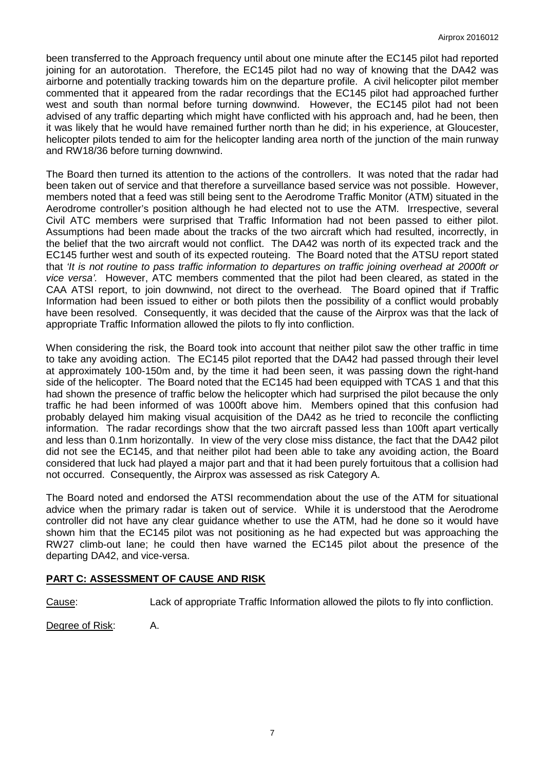been transferred to the Approach frequency until about one minute after the EC145 pilot had reported joining for an autorotation. Therefore, the EC145 pilot had no way of knowing that the DA42 was airborne and potentially tracking towards him on the departure profile. A civil helicopter pilot member commented that it appeared from the radar recordings that the EC145 pilot had approached further west and south than normal before turning downwind. However, the EC145 pilot had not been advised of any traffic departing which might have conflicted with his approach and, had he been, then it was likely that he would have remained further north than he did; in his experience, at Gloucester, helicopter pilots tended to aim for the helicopter landing area north of the junction of the main runway and RW18/36 before turning downwind.

The Board then turned its attention to the actions of the controllers. It was noted that the radar had been taken out of service and that therefore a surveillance based service was not possible. However, members noted that a feed was still being sent to the Aerodrome Traffic Monitor (ATM) situated in the Aerodrome controller's position although he had elected not to use the ATM. Irrespective, several Civil ATC members were surprised that Traffic Information had not been passed to either pilot. Assumptions had been made about the tracks of the two aircraft which had resulted, incorrectly, in the belief that the two aircraft would not conflict. The DA42 was north of its expected track and the EC145 further west and south of its expected routeing. The Board noted that the ATSU report stated that *'It is not routine to pass traffic information to departures on traffic joining overhead at 2000ft or vice versa'.* However, ATC members commented that the pilot had been cleared, as stated in the CAA ATSI report, to join downwind, not direct to the overhead. The Board opined that if Traffic Information had been issued to either or both pilots then the possibility of a conflict would probably have been resolved. Consequently, it was decided that the cause of the Airprox was that the lack of appropriate Traffic Information allowed the pilots to fly into confliction.

When considering the risk, the Board took into account that neither pilot saw the other traffic in time to take any avoiding action. The EC145 pilot reported that the DA42 had passed through their level at approximately 100-150m and, by the time it had been seen, it was passing down the right-hand side of the helicopter. The Board noted that the EC145 had been equipped with TCAS 1 and that this had shown the presence of traffic below the helicopter which had surprised the pilot because the only traffic he had been informed of was 1000ft above him. Members opined that this confusion had probably delayed him making visual acquisition of the DA42 as he tried to reconcile the conflicting information. The radar recordings show that the two aircraft passed less than 100ft apart vertically and less than 0.1nm horizontally. In view of the very close miss distance, the fact that the DA42 pilot did not see the EC145, and that neither pilot had been able to take any avoiding action, the Board considered that luck had played a major part and that it had been purely fortuitous that a collision had not occurred. Consequently, the Airprox was assessed as risk Category A.

The Board noted and endorsed the ATSI recommendation about the use of the ATM for situational advice when the primary radar is taken out of service. While it is understood that the Aerodrome controller did not have any clear guidance whether to use the ATM, had he done so it would have shown him that the EC145 pilot was not positioning as he had expected but was approaching the RW27 climb-out lane; he could then have warned the EC145 pilot about the presence of the departing DA42, and vice-versa.

## PART C: ASSESSMENT OF CAUSE AND RISK

Cause: Lack of appropriate Traffic Information allowed the pilots to fly into confliction.

Degree of Risk: A.